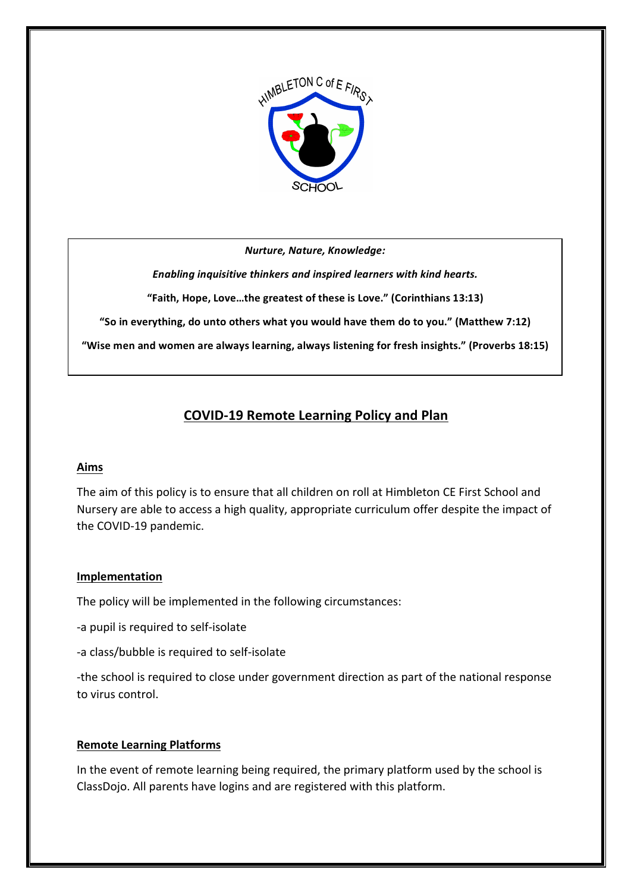*Nurture, Nature, Knowledge:*

*Enabling inquisitive thinkers and inspired learners with kind hearts.*

**"Faith, Hope, Love…the greatest of these is Love." (Corinthians 13:13)**

**"So in everything, do unto others what you would have them do to you." (Matthew 7:12)**

**"Wise men and women are always learning, always listening for fresh insights." (Proverbs 18:15)**

# COVID-19 Remote Learning Policy and Plan

## Aims

The aim of this policy is to ensure that all children on roll at Himbleton CE First School and Nursery are able to access a high quality, appropriate curriculum offer despite the impact of the COVID-19 pandemic.

## Implementation

The policy will be implemented in the following circumstances:

-a pupil is required to self-isolate

-a class/bubble is required to self-isolate

-the school is required to close under government direction as part of the national response to virus control.

## Remote Learning Platforms

In the event of remote learning being required, the primary platform used by the school is ClassDojo. All parents have logins and are registered with this platform.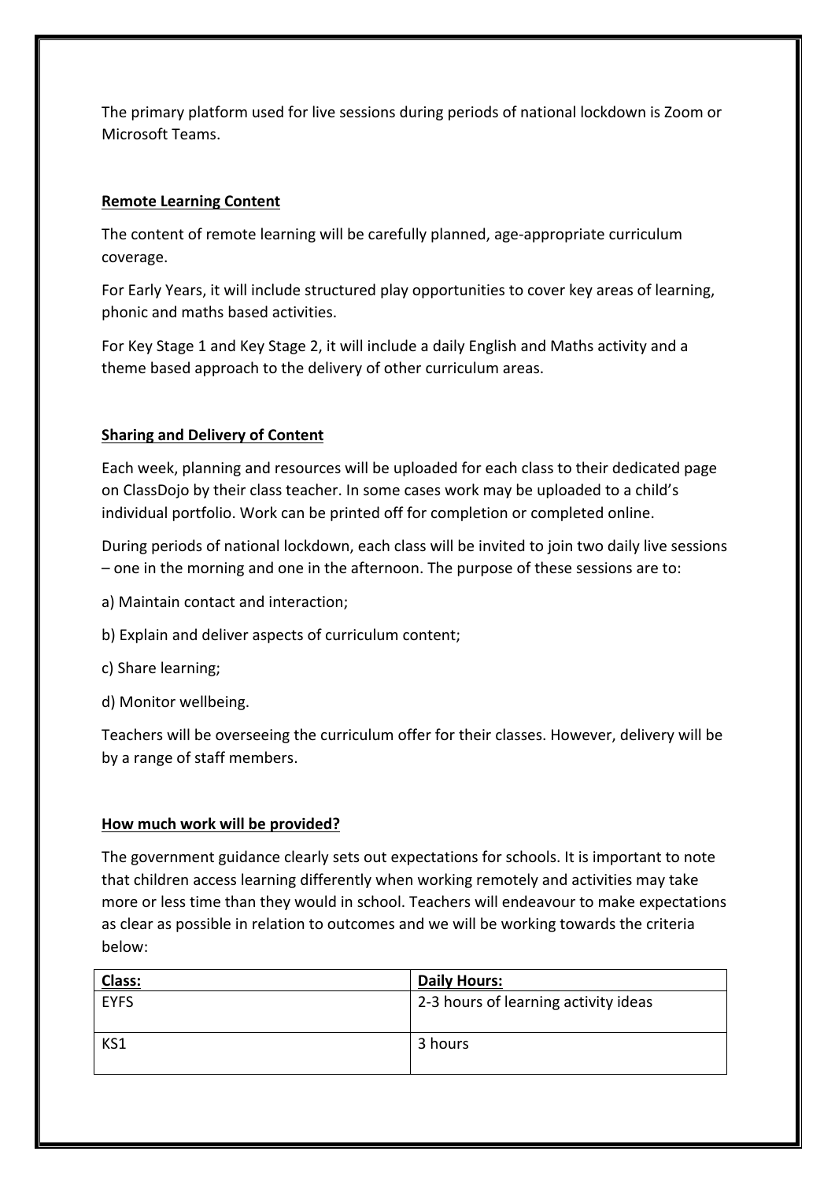The primary platform used for live sessions during periods of national lockdown is Zoom or Microsoft Teams.

## Remote Learning Content

The content of remote learning will be carefully planned, age-appropriate curriculum coverage.

For Early Years, it will include structured play opportunities to cover key areas of learning, phonic and maths based activities.

For Key Stage 1 and Key Stage 2, it will include a daily English and Maths activity and a theme based approach to the delivery of other curriculum areas.

## Sharing and Delivery of Content

Each week, planning and resources will be uploaded for each class to their dedicated page on ClassDojo by their class teacher. In some cases work may be uploaded to a child's individual portfolio. Work can be printed off for completion or completed online.

During periods of national lockdown, each class will be invited to join two daily live sessions – one in the morning and one in the afternoon. The purpose of these sessions are to:

a) Maintain contact and interaction;

b) Explain and deliver aspects of curriculum content;

c) Share learning;

d) Monitor wellbeing.

Teachers will be overseeing the curriculum offer for their classes. However, delivery will be by a range of staff members.

## How much work will be provided?

The government guidance clearly sets out expectations for schools. It is important to note that children access learning differently when working remotely and activities may take more or less time than they would in school. Teachers will endeavour to make expectations as clear as possible in relation to outcomes and we will be working towards the criteria below:

| Class: | Daily Hours: |
| --- | --- |
| EYFS | 2-3 hours of learning activity ideas |
| KS1 | 3 hours |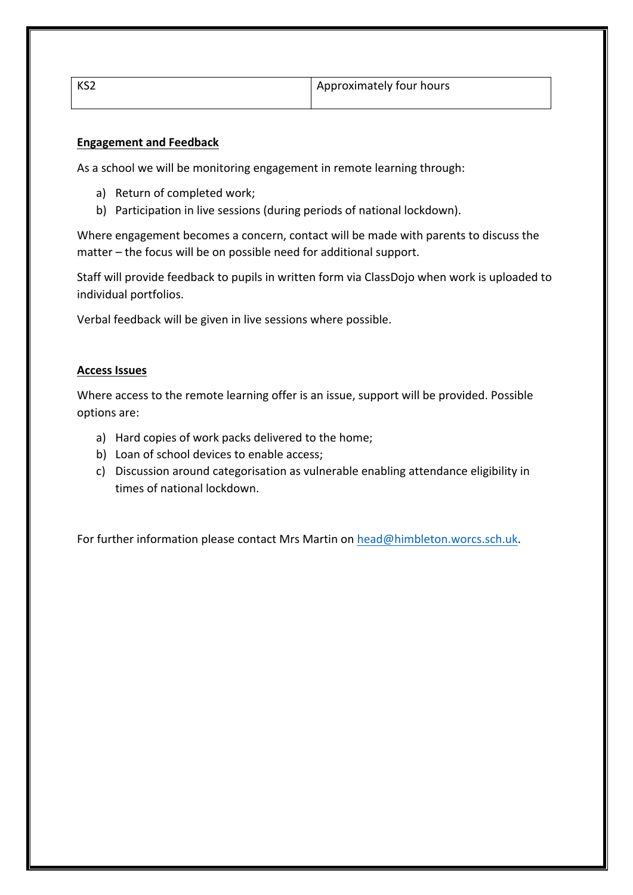| | |
|---|---|
| KS2 | Approximately four hours |

**Engagement and Feedback**

As a school we will be monitoring engagement in remote learning through:

a) Return of completed work;
b) Participation in live sessions (during periods of national lockdown).

Where engagement becomes a concern, contact will be made with parents to discuss the matter – the focus will be on possible need for additional support.

Staff will provide feedback to pupils in written form via ClassDojo when work is uploaded to individual portfolios.

Verbal feedback will be given in live sessions where possible.

**Access Issues**

Where access to the remote learning offer is an issue, support will be provided. Possible options are:

a) Hard copies of work packs delivered to the home;
b) Loan of school devices to enable access;
c) Discussion around categorisation as vulnerable enabling attendance eligibility in times of national lockdown.

For further information please contact Mrs Martin on head@himbleton.worcs.sch.uk.